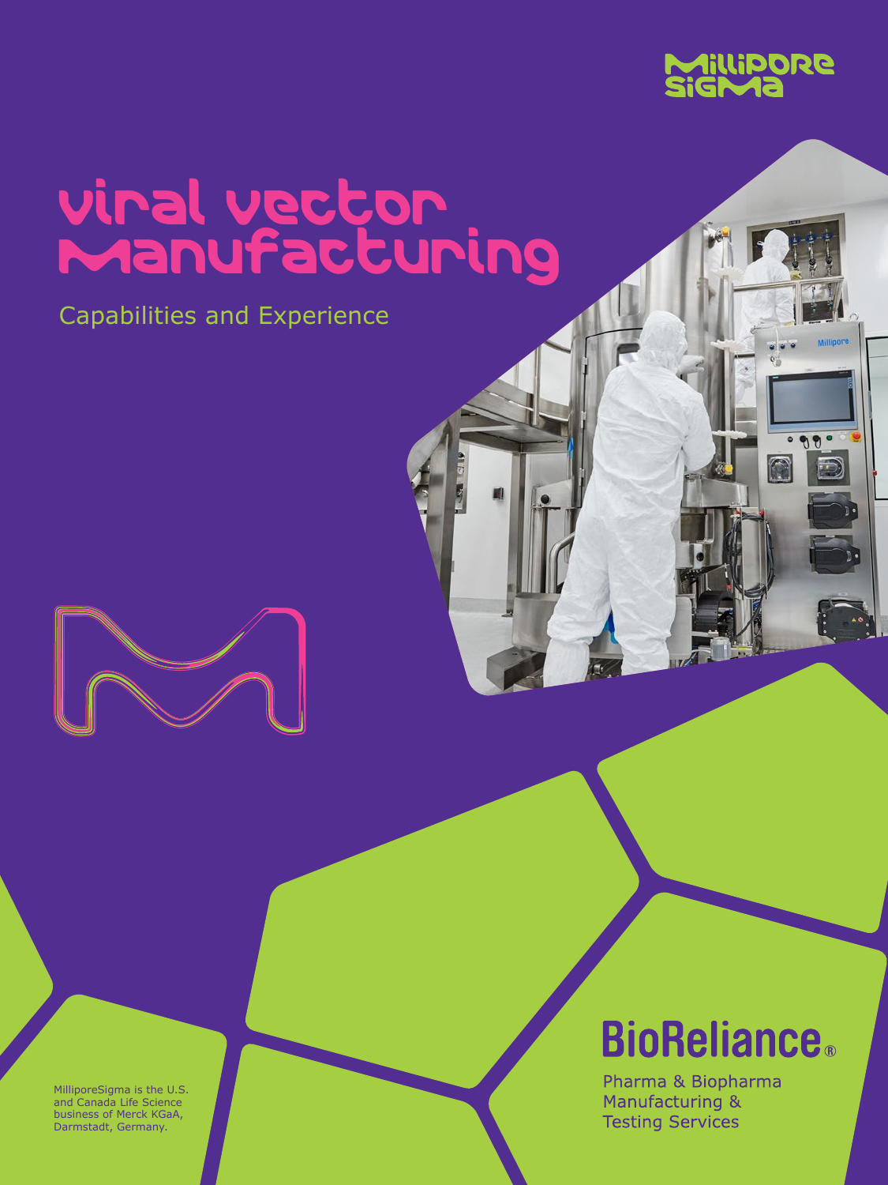MilliporeSigma

# Viral Vector Manufacturing

Capabilities and Experience

MilliporeSigma is the U.S. and Canada Life Science business of Merck KGaA, Darmstadt, Germany.

BioReliance®

Pharma & Biopharma Manufacturing & Testing Services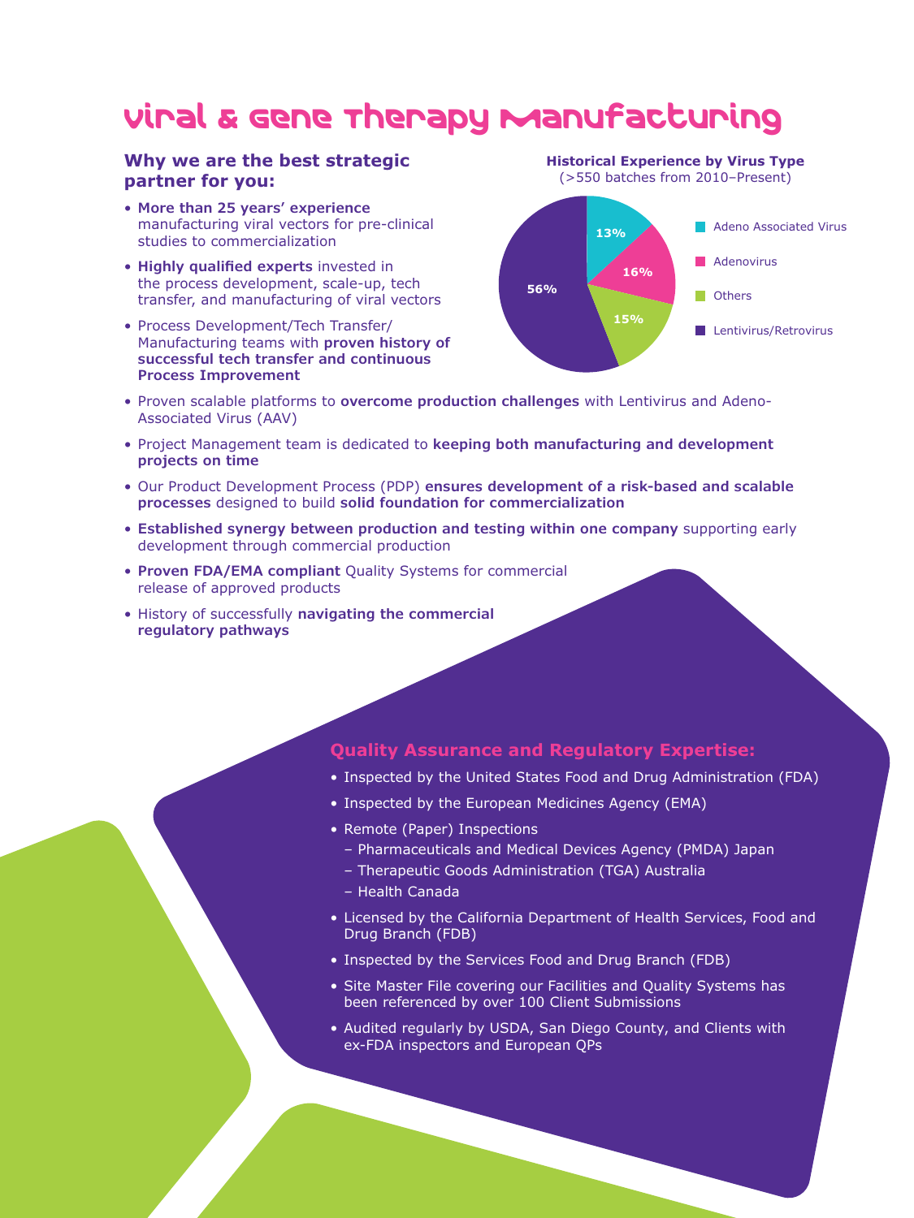# Viral & Gene Therapy Manufacturing

## Why we are the best strategic partner for you:

- **More than 25 years' experience** manufacturing viral vectors for pre-clinical studies to commercialization
- **Highly qualified experts** invested in the process development, scale-up, tech transfer, and manufacturing of viral vectors
- Process Development/Tech Transfer/ Manufacturing teams with **proven history of successful tech transfer and continuous Process Improvement**
- Proven scalable platforms to **overcome production challenges** with Lentivirus and Adeno-Associated Virus (AAV)
- Project Management team is dedicated to **keeping both manufacturing and development projects on time**
- Our Product Development Process (PDP) **ensures development of a risk-based and scalable processes** designed to build **solid foundation for commercialization**
- **Established synergy between production and testing within one company** supporting early development through commercial production
- **Proven FDA/EMA compliant** Quality Systems for commercial release of approved products
- History of successfully **navigating the commercial regulatory pathways**

**Historical Experience by Virus Type**
(>550 batches from 2010–Present)

| Virus Type | Share |
|---|---|
| Adeno Associated Virus | 13% |
| Adenovirus | 16% |
| Others | 15% |
| Lentivirus/Retrovirus | 56% |

## Quality Assurance and Regulatory Expertise:

- Inspected by the United States Food and Drug Administration (FDA)
- Inspected by the European Medicines Agency (EMA)
- Remote (Paper) Inspections
  - Pharmaceuticals and Medical Devices Agency (PMDA) Japan
  - Therapeutic Goods Administration (TGA) Australia
  - Health Canada
- Licensed by the California Department of Health Services, Food and Drug Branch (FDB)
- Inspected by the Services Food and Drug Branch (FDB)
- Site Master File covering our Facilities and Quality Systems has been referenced by over 100 Client Submissions
- Audited regularly by USDA, San Diego County, and Clients with ex-FDA inspectors and European QPs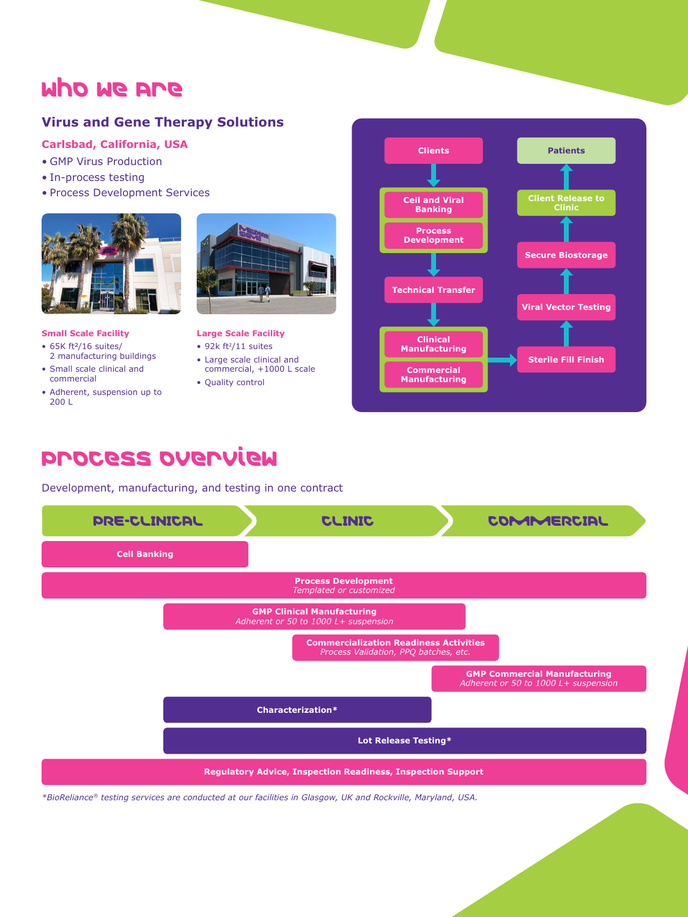# Who We Are

## Virus and Gene Therapy Solutions

**Carlsbad, California, USA**

- GMP Virus Production
- In-process testing
- Process Development Services

**Small Scale Facility**

- 65K ft²/16 suites/ 2 manufacturing buildings
- Small scale clinical and commercial
- Adherent, suspension up to 200 L

**Large Scale Facility**

- 92k ft²/11 suites
- Large scale clinical and commercial, +1000 L scale
- Quality control

Clients → Cell and Viral Banking / Process Development → Technical Transfer → Clinical Manufacturing / Commercial Manufacturing → Sterile Fill Finish → Viral Vector Testing → Secure Biostorage → Client Release to Clinic → Patients

# Process Overview

Development, manufacturing, and testing in one contract

PRE-CLINICAL → CLINIC → COMMERCIAL

- **Cell Banking**
- **Process Development** — *Templated or customized*
- **GMP Clinical Manufacturing** — *Adherent or 50 to 1000 L+ suspension*
- **Commercialization Readiness Activities** — *Process Validation, PPQ batches, etc.*
- **GMP Commercial Manufacturing** — *Adherent or 50 to 1000 L+ suspension*
- **Characterization***
- **Lot Release Testing***
- **Regulatory Advice, Inspection Readiness, Inspection Support**

*\*BioReliance® testing services are conducted at our facilities in Glasgow, UK and Rockville, Maryland, USA.*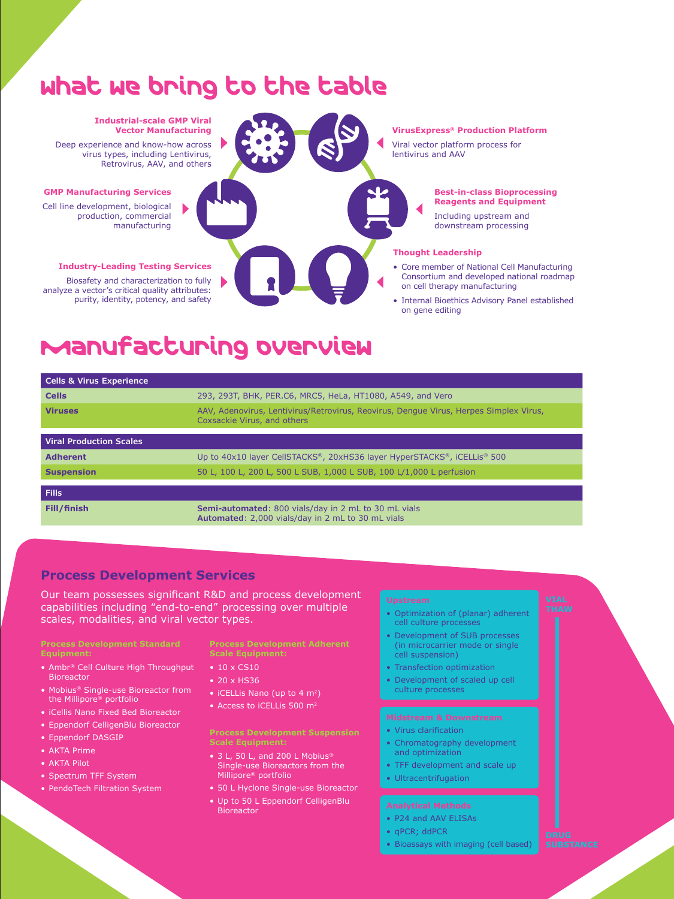# what we bring to the table

**Industrial-scale GMP Viral Vector Manufacturing**

Deep experience and know-how across virus types, including Lentivirus, Retrovirus, AAV, and others

**VirusExpress® Production Platform**

Viral vector platform process for lentivirus and AAV

**GMP Manufacturing Services**

Cell line development, biological production, commercial manufacturing

**Best-in-class Bioprocessing Reagents and Equipment**

Including upstream and downstream processing

**Industry-Leading Testing Services**

Biosafety and characterization to fully analyze a vector's critical quality attributes: purity, identity, potency, and safety

**Thought Leadership**

- Core member of National Cell Manufacturing Consortium and developed national roadmap on cell therapy manufacturing
- Internal Bioethics Advisory Panel established on gene editing

# manufacturing overview

| Cells & Virus Experience | |
|---|---|
| **Cells** | 293, 293T, BHK, PER.C6, MRC5, HeLa, HT1080, A549, and Vero |
| **Viruses** | AAV, Adenovirus, Lentivirus/Retrovirus, Reovirus, Dengue Virus, Herpes Simplex Virus, Coxsackie Virus, and others |

| Viral Production Scales | |
|---|---|
| **Adherent** | Up to 40x10 layer CellSTACKS®, 20xHS36 layer HyperSTACKS®, iCELLis® 500 |
| **Suspension** | 50 L, 100 L, 200 L, 500 L SUB, 1,000 L SUB, 100 L/1,000 L perfusion |

| Fills | |
|---|---|
| **Fill/finish** | **Semi-automated**: 800 vials/day in 2 mL to 30 mL vials<br>**Automated**: 2,000 vials/day in 2 mL to 30 mL vials |

## Process Development Services

Our team possesses significant R&D and process development capabilities including "end-to-end" processing over multiple scales, modalities, and viral vector types.

**Process Development Standard Equipment:**

- Ambr® Cell Culture High Throughput Bioreactor
- Mobius® Single-use Bioreactor from the Millipore® portfolio
- iCellis Nano Fixed Bed Bioreactor
- Eppendorf CelligenBlu Bioreactor
- Eppendorf DASGIP
- AKTA Prime
- AKTA Pilot
- Spectrum TFF System
- PendoTech Filtration System

**Process Development Adherent Scale Equipment:**

- 10 x CS10
- 20 x HS36
- iCELLis Nano (up to 4 m²)
- Access to iCELLis 500 m²

**Process Development Suspension Scale Equipment:**

- 3 L, 50 L, and 200 L Mobius® Single-use Bioreactors from the Millipore® portfolio
- 50 L Hyclone Single-use Bioreactor
- Up to 50 L Eppendorf CelligenBlu Bioreactor

**VIAL THAW**

**Upstream**

- Optimization of (planar) adherent cell culture processes
- Development of SUB processes (in microcarrier mode or single cell suspension)
- Transfection optimization
- Development of scaled up cell culture processes

**Midstream & Downstream**

- Virus clarification
- Chromatography development and optimization
- TFF development and scale up
- Ultracentrifugation

**Analytical Methods**

- P24 and AAV ELISAs
- qPCR; ddPCR
- Bioassays with imaging (cell based)

**DRUG SUBSTANCE**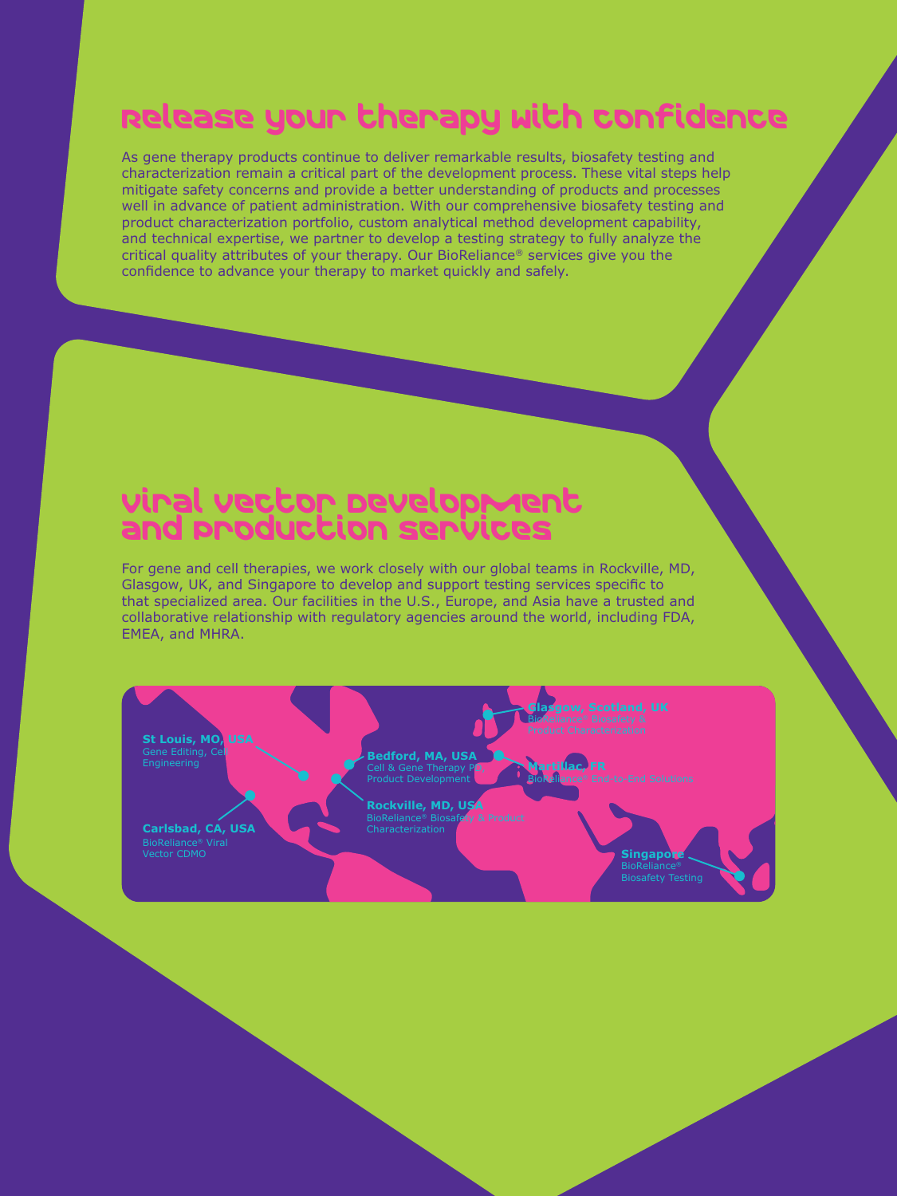# Release your therapy with confidence

As gene therapy products continue to deliver remarkable results, biosafety testing and characterization remain a critical part of the development process. These vital steps help mitigate safety concerns and provide a better understanding of products and processes well in advance of patient administration. With our comprehensive biosafety testing and product characterization portfolio, custom analytical method development capability, and technical expertise, we partner to develop a testing strategy to fully analyze the critical quality attributes of your therapy. Our BioReliance® services give you the confidence to advance your therapy to market quickly and safely.

# Viral vector development and production services

For gene and cell therapies, we work closely with our global teams in Rockville, MD, Glasgow, UK, and Singapore to develop and support testing services specific to that specialized area. Our facilities in the U.S., Europe, and Asia have a trusted and collaborative relationship with regulatory agencies around the world, including FDA, EMEA, and MHRA.

**St Louis, MO, USA**
Gene Editing, Cell Engineering

**Carlsbad, CA, USA**
BioReliance® Viral Vector CDMO

**Bedford, MA, USA**
Cell & Gene Therapy PD, Product Development

**Rockville, MD, USA**
BioReliance® Biosafety & Product Characterization

**Glasgow, Scotland, UK**
BioReliance® Biosafety & Product Characterization

**Martillac, FR**
BioReliance® End-to-End Solutions

**Singapore**
BioReliance® Biosafety Testing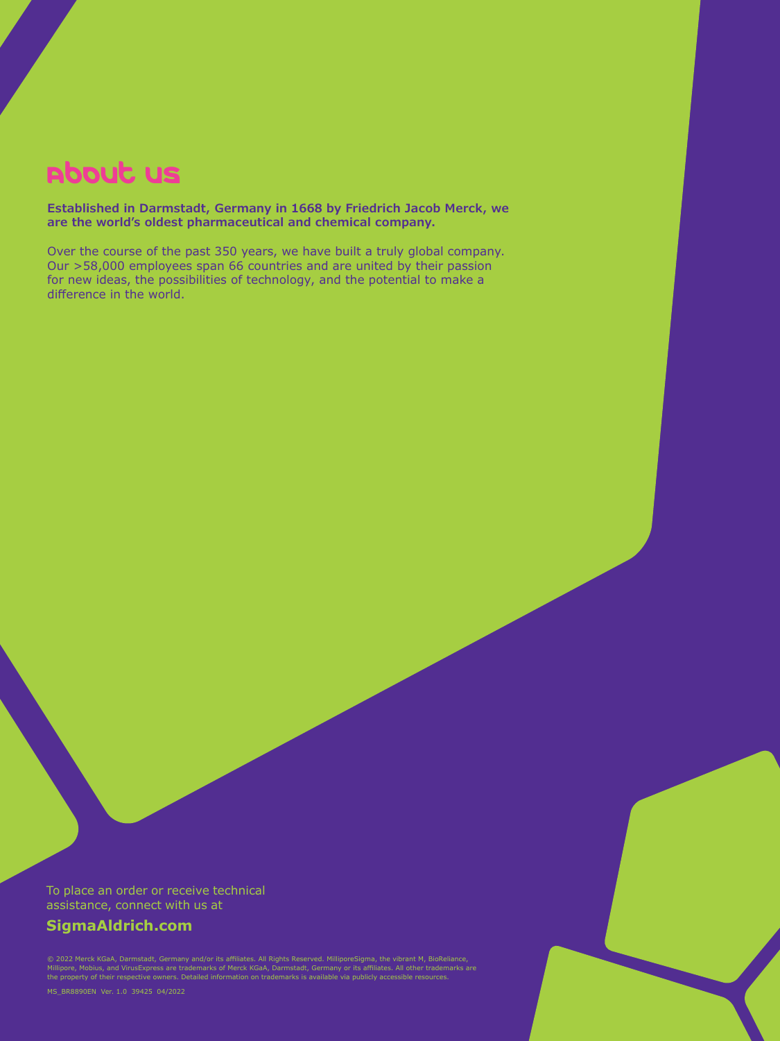## About us

**Established in Darmstadt, Germany in 1668 by Friedrich Jacob Merck, we are the world's oldest pharmaceutical and chemical company.**

Over the course of the past 350 years, we have built a truly global company. Our >58,000 employees span 66 countries and are united by their passion for new ideas, the possibilities of technology, and the potential to make a difference in the world.

To place an order or receive technical assistance, connect with us at

**SigmaAldrich.com**

© 2022 Merck KGaA, Darmstadt, Germany and/or its affiliates. All Rights Reserved. MilliporeSigma, the vibrant M, BioReliance, Millipore, Mobius, and VirusExpress are trademarks of Merck KGaA, Darmstadt, Germany or its affiliates. All other trademarks are the property of their respective owners. Detailed information on trademarks is available via publicly accessible resources.

MS_BR8890EN Ver. 1.0 39425 04/2022